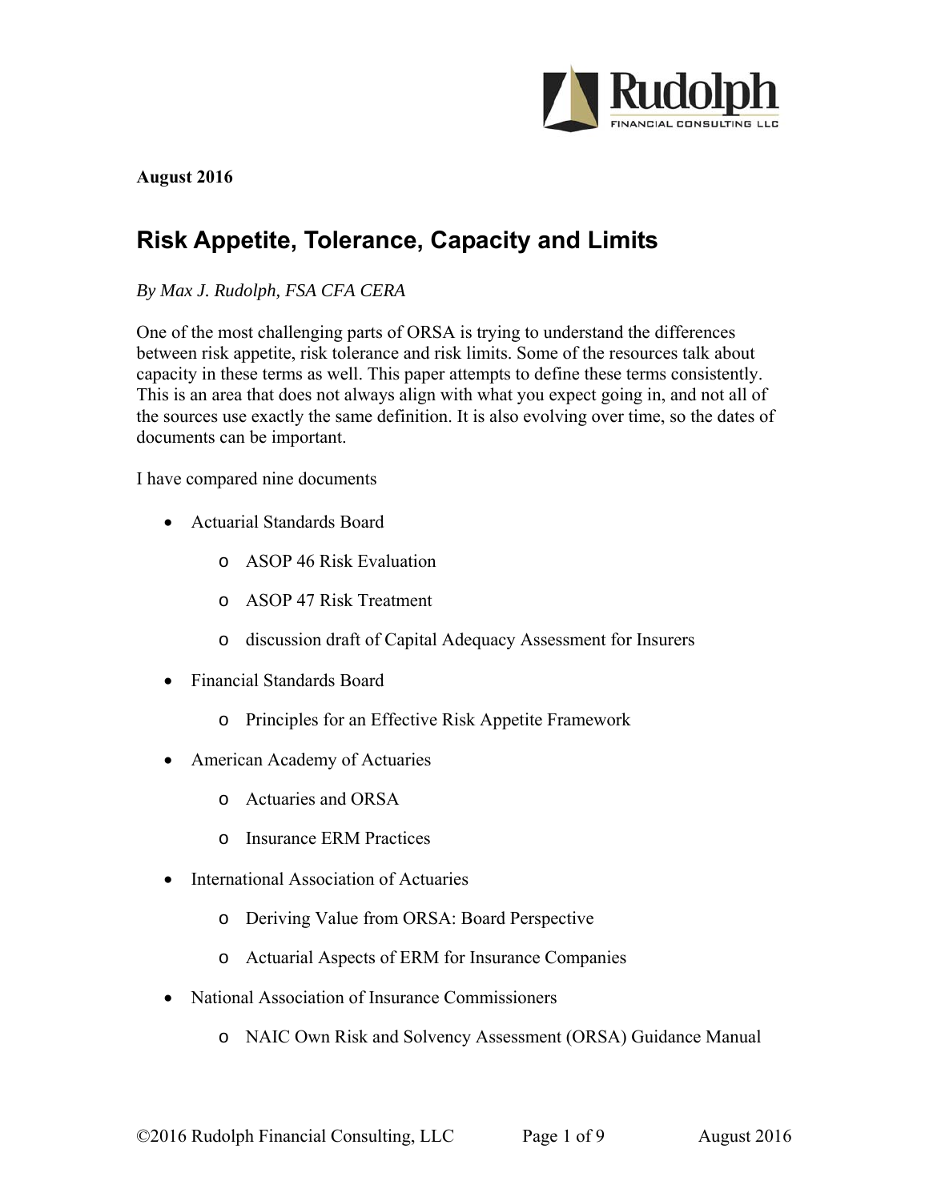**August 2016**

# Risk Appetite, Tolerance, Capacity and Limits

*By Max J. Rudolph, FSA CFA CERA*

One of the most challenging parts of ORSA is trying to understand the differences between risk appetite, risk tolerance and risk limits. Some of the resources talk about capacity in these terms as well. This paper attempts to define these terms consistently. This is an area that does not always align with what you expect going in, and not all of the sources use exactly the same definition. It is also evolving over time, so the dates of documents can be important.

I have compared nine documents

- Actuarial Standards Board
  - ASOP 46 Risk Evaluation
  - ASOP 47 Risk Treatment
  - discussion draft of Capital Adequacy Assessment for Insurers
- Financial Standards Board
  - Principles for an Effective Risk Appetite Framework
- American Academy of Actuaries
  - Actuaries and ORSA
  - Insurance ERM Practices
- International Association of Actuaries
  - Deriving Value from ORSA: Board Perspective
  - Actuarial Aspects of ERM for Insurance Companies
- National Association of Insurance Commissioners
  - NAIC Own Risk and Solvency Assessment (ORSA) Guidance Manual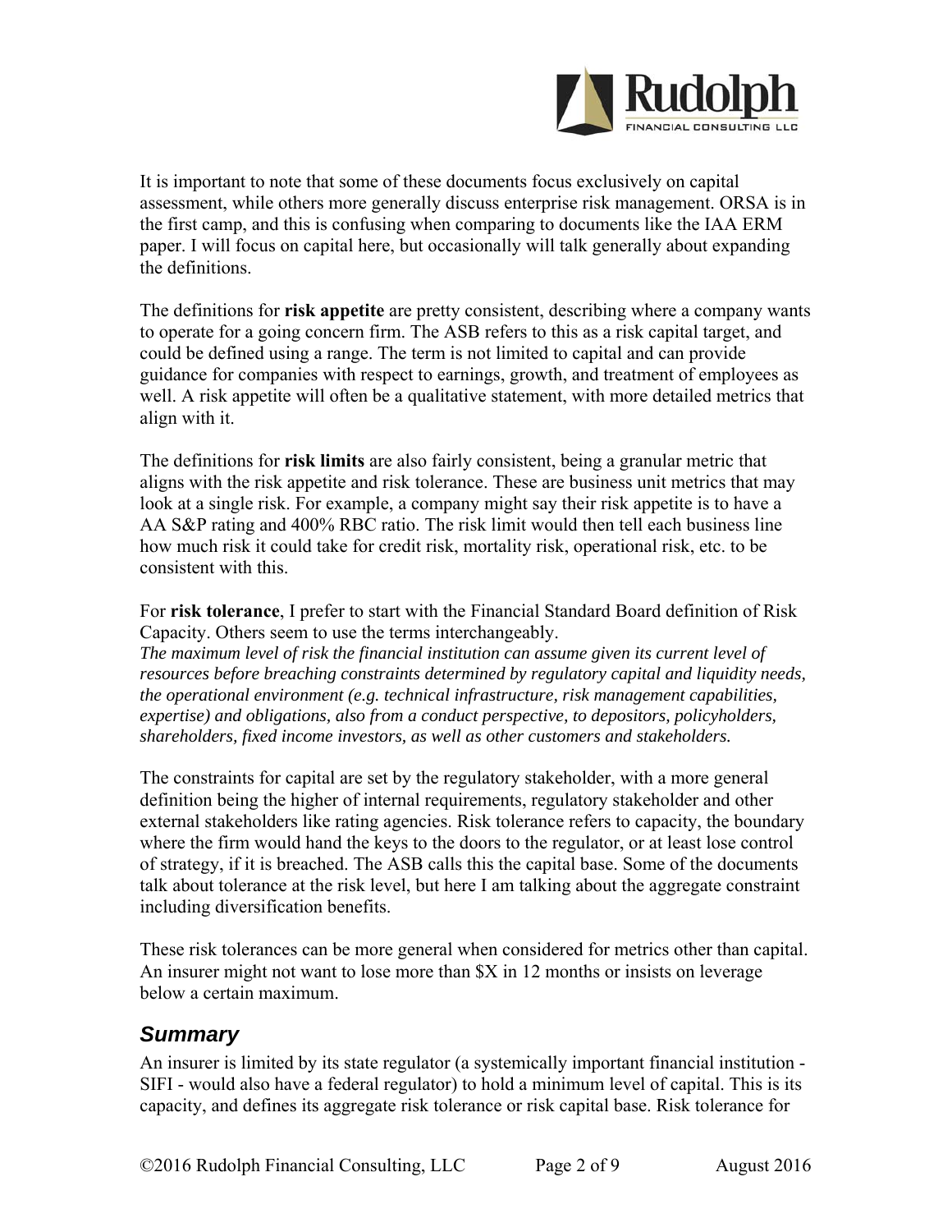It is important to note that some of these documents focus exclusively on capital assessment, while others more generally discuss enterprise risk management. ORSA is in the first camp, and this is confusing when comparing to documents like the IAA ERM paper. I will focus on capital here, but occasionally will talk generally about expanding the definitions.

The definitions for **risk appetite** are pretty consistent, describing where a company wants to operate for a going concern firm. The ASB refers to this as a risk capital target, and could be defined using a range. The term is not limited to capital and can provide guidance for companies with respect to earnings, growth, and treatment of employees as well. A risk appetite will often be a qualitative statement, with more detailed metrics that align with it.

The definitions for **risk limits** are also fairly consistent, being a granular metric that aligns with the risk appetite and risk tolerance. These are business unit metrics that may look at a single risk. For example, a company might say their risk appetite is to have a AA S&P rating and 400% RBC ratio. The risk limit would then tell each business line how much risk it could take for credit risk, mortality risk, operational risk, etc. to be consistent with this.

For **risk tolerance**, I prefer to start with the Financial Standard Board definition of Risk Capacity. Others seem to use the terms interchangeably.
*The maximum level of risk the financial institution can assume given its current level of resources before breaching constraints determined by regulatory capital and liquidity needs, the operational environment (e.g. technical infrastructure, risk management capabilities, expertise) and obligations, also from a conduct perspective, to depositors, policyholders, shareholders, fixed income investors, as well as other customers and stakeholders.*

The constraints for capital are set by the regulatory stakeholder, with a more general definition being the higher of internal requirements, regulatory stakeholder and other external stakeholders like rating agencies. Risk tolerance refers to capacity, the boundary where the firm would hand the keys to the doors to the regulator, or at least lose control of strategy, if it is breached. The ASB calls this the capital base. Some of the documents talk about tolerance at the risk level, but here I am talking about the aggregate constraint including diversification benefits.

These risk tolerances can be more general when considered for metrics other than capital. An insurer might not want to lose more than $X in 12 months or insists on leverage below a certain maximum.

## *Summary*

An insurer is limited by its state regulator (a systemically important financial institution - SIFI - would also have a federal regulator) to hold a minimum level of capital. This is its capacity, and defines its aggregate risk tolerance or risk capital base. Risk tolerance for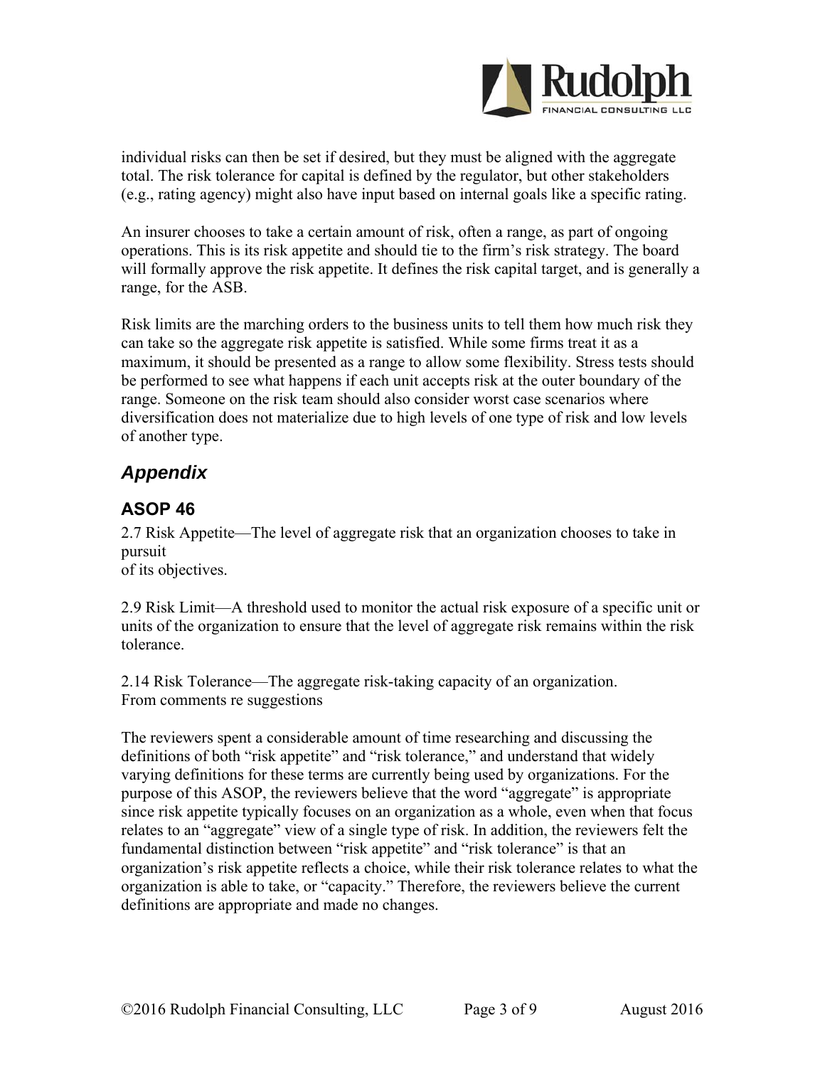individual risks can then be set if desired, but they must be aligned with the aggregate total. The risk tolerance for capital is defined by the regulator, but other stakeholders (e.g., rating agency) might also have input based on internal goals like a specific rating.

An insurer chooses to take a certain amount of risk, often a range, as part of ongoing operations. This is its risk appetite and should tie to the firm's risk strategy. The board will formally approve the risk appetite. It defines the risk capital target, and is generally a range, for the ASB.

Risk limits are the marching orders to the business units to tell them how much risk they can take so the aggregate risk appetite is satisfied. While some firms treat it as a maximum, it should be presented as a range to allow some flexibility. Stress tests should be performed to see what happens if each unit accepts risk at the outer boundary of the range. Someone on the risk team should also consider worst case scenarios where diversification does not materialize due to high levels of one type of risk and low levels of another type.

## *Appendix*

### ASOP 46

2.7 Risk Appetite—The level of aggregate risk that an organization chooses to take in pursuit
of its objectives.

2.9 Risk Limit—A threshold used to monitor the actual risk exposure of a specific unit or units of the organization to ensure that the level of aggregate risk remains within the risk tolerance.

2.14 Risk Tolerance—The aggregate risk-taking capacity of an organization.
From comments re suggestions

The reviewers spent a considerable amount of time researching and discussing the definitions of both "risk appetite" and "risk tolerance," and understand that widely varying definitions for these terms are currently being used by organizations. For the purpose of this ASOP, the reviewers believe that the word "aggregate" is appropriate since risk appetite typically focuses on an organization as a whole, even when that focus relates to an "aggregate" view of a single type of risk. In addition, the reviewers felt the fundamental distinction between "risk appetite" and "risk tolerance" is that an organization's risk appetite reflects a choice, while their risk tolerance relates to what the organization is able to take, or "capacity." Therefore, the reviewers believe the current definitions are appropriate and made no changes.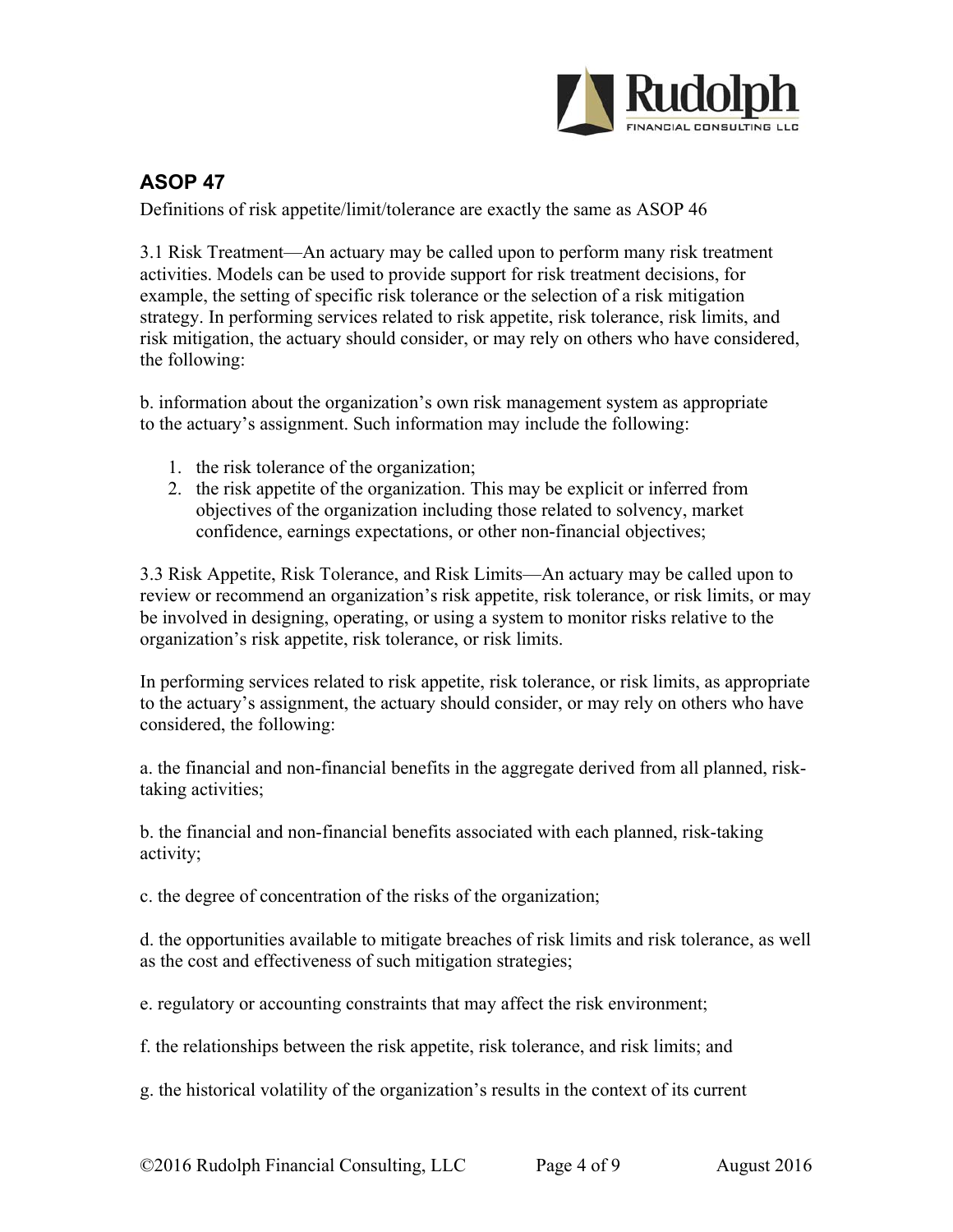## ASOP 47

Definitions of risk appetite/limit/tolerance are exactly the same as ASOP 46

3.1 Risk Treatment—An actuary may be called upon to perform many risk treatment activities. Models can be used to provide support for risk treatment decisions, for example, the setting of specific risk tolerance or the selection of a risk mitigation strategy. In performing services related to risk appetite, risk tolerance, risk limits, and risk mitigation, the actuary should consider, or may rely on others who have considered, the following:

b. information about the organization's own risk management system as appropriate to the actuary's assignment. Such information may include the following:

1. the risk tolerance of the organization;
2. the risk appetite of the organization. This may be explicit or inferred from objectives of the organization including those related to solvency, market confidence, earnings expectations, or other non-financial objectives;

3.3 Risk Appetite, Risk Tolerance, and Risk Limits—An actuary may be called upon to review or recommend an organization's risk appetite, risk tolerance, or risk limits, or may be involved in designing, operating, or using a system to monitor risks relative to the organization's risk appetite, risk tolerance, or risk limits.

In performing services related to risk appetite, risk tolerance, or risk limits, as appropriate to the actuary's assignment, the actuary should consider, or may rely on others who have considered, the following:

a. the financial and non-financial benefits in the aggregate derived from all planned, risk-taking activities;

b. the financial and non-financial benefits associated with each planned, risk-taking activity;

c. the degree of concentration of the risks of the organization;

d. the opportunities available to mitigate breaches of risk limits and risk tolerance, as well as the cost and effectiveness of such mitigation strategies;

e. regulatory or accounting constraints that may affect the risk environment;

f. the relationships between the risk appetite, risk tolerance, and risk limits; and

g. the historical volatility of the organization's results in the context of its current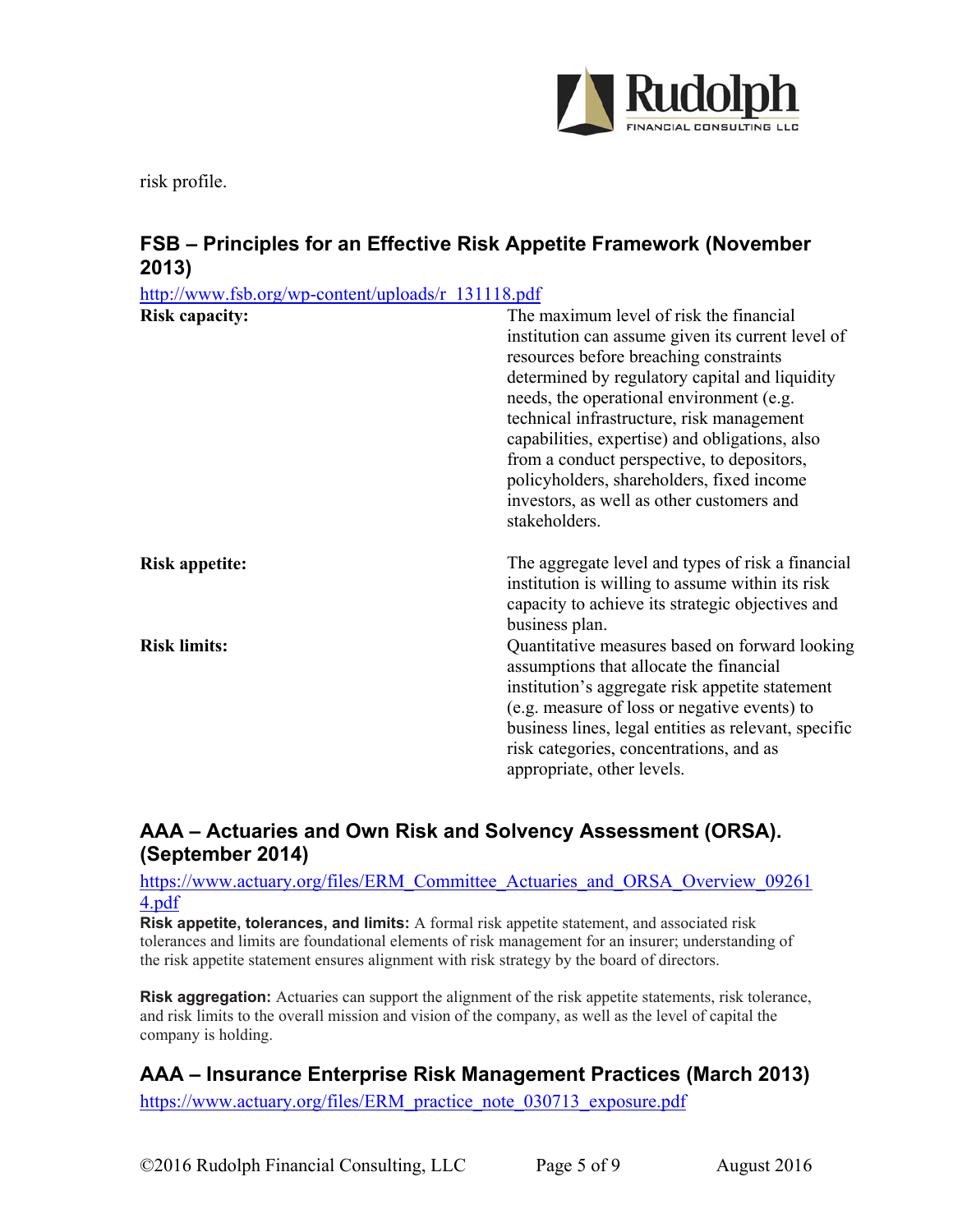risk profile.

## FSB – Principles for an Effective Risk Appetite Framework (November 2013)

http://www.fsb.org/wp-content/uploads/r_131118.pdf

| | |
|---|---|
| **Risk capacity:** | The maximum level of risk the financial institution can assume given its current level of resources before breaching constraints determined by regulatory capital and liquidity needs, the operational environment (e.g. technical infrastructure, risk management capabilities, expertise) and obligations, also from a conduct perspective, to depositors, policyholders, shareholders, fixed income investors, as well as other customers and stakeholders. |
| **Risk appetite:** | The aggregate level and types of risk a financial institution is willing to assume within its risk capacity to achieve its strategic objectives and business plan. |
| **Risk limits:** | Quantitative measures based on forward looking assumptions that allocate the financial institution's aggregate risk appetite statement (e.g. measure of loss or negative events) to business lines, legal entities as relevant, specific risk categories, concentrations, and as appropriate, other levels. |

## AAA – Actuaries and Own Risk and Solvency Assessment (ORSA). (September 2014)

https://www.actuary.org/files/ERM_Committee_Actuaries_and_ORSA_Overview_092614.pdf

**Risk appetite, tolerances, and limits:** A formal risk appetite statement, and associated risk tolerances and limits are foundational elements of risk management for an insurer; understanding of the risk appetite statement ensures alignment with risk strategy by the board of directors.

**Risk aggregation:** Actuaries can support the alignment of the risk appetite statements, risk tolerance, and risk limits to the overall mission and vision of the company, as well as the level of capital the company is holding.

## AAA – Insurance Enterprise Risk Management Practices (March 2013)

https://www.actuary.org/files/ERM_practice_note_030713_exposure.pdf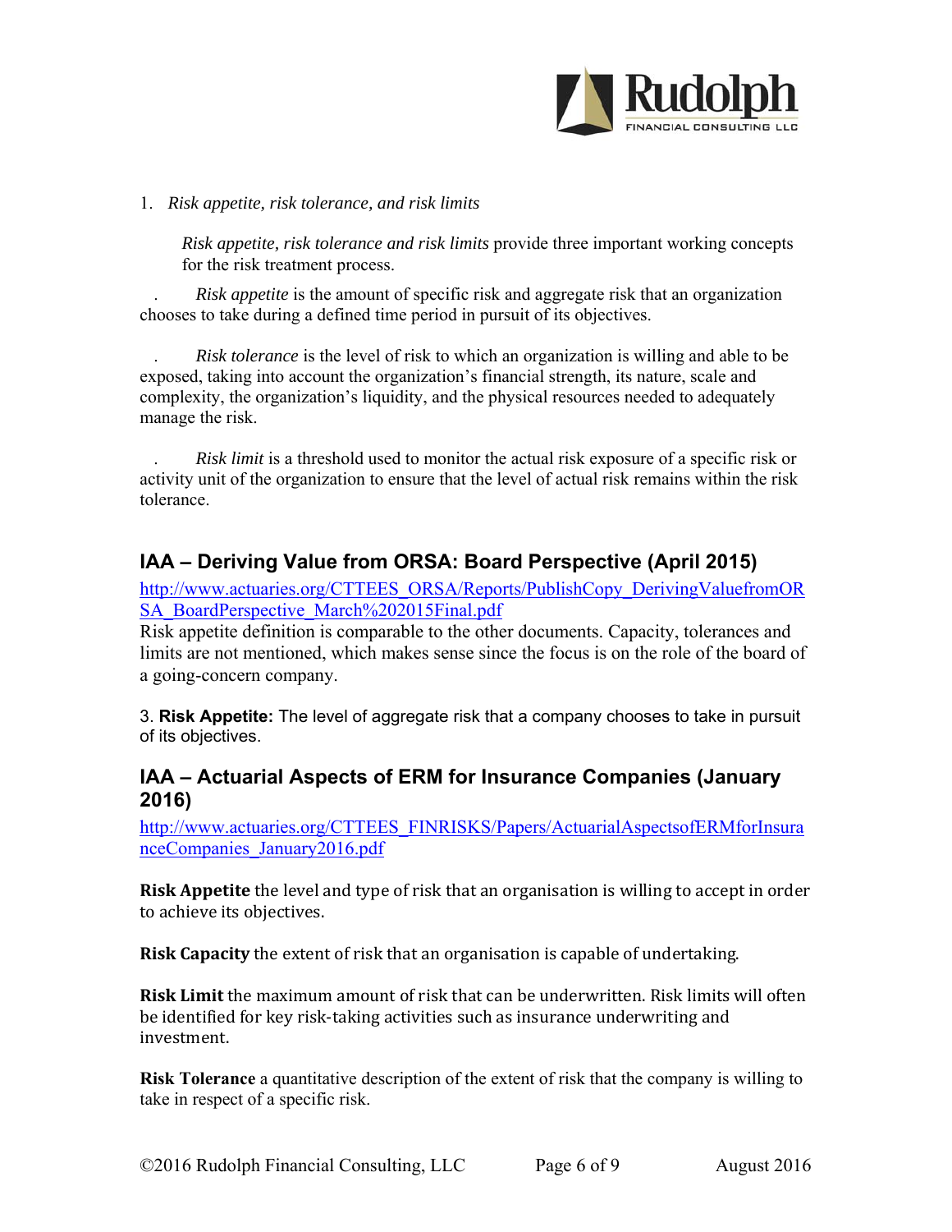1. *Risk appetite, risk tolerance, and risk limits*

   *Risk appetite, risk tolerance and risk limits* provide three important working concepts for the risk treatment process.

   . *Risk appetite* is the amount of specific risk and aggregate risk that an organization chooses to take during a defined time period in pursuit of its objectives.

   . *Risk tolerance* is the level of risk to which an organization is willing and able to be exposed, taking into account the organization's financial strength, its nature, scale and complexity, the organization's liquidity, and the physical resources needed to adequately manage the risk.

   . *Risk limit* is a threshold used to monitor the actual risk exposure of a specific risk or activity unit of the organization to ensure that the level of actual risk remains within the risk tolerance.

## IAA – Deriving Value from ORSA: Board Perspective (April 2015)

http://www.actuaries.org/CTTEES_ORSA/Reports/PublishCopy_DerivingValuefromORSA_BoardPerspective_March%202015Final.pdf

Risk appetite definition is comparable to the other documents. Capacity, tolerances and limits are not mentioned, which makes sense since the focus is on the role of the board of a going-concern company.

3. **Risk Appetite:** The level of aggregate risk that a company chooses to take in pursuit of its objectives.

## IAA – Actuarial Aspects of ERM for Insurance Companies (January 2016)

http://www.actuaries.org/CTTEES_FINRISKS/Papers/ActuarialAspectsofERMforInsuranceCompanies_January2016.pdf

**Risk Appetite** the level and type of risk that an organisation is willing to accept in order to achieve its objectives.

**Risk Capacity** the extent of risk that an organisation is capable of undertaking.

**Risk Limit** the maximum amount of risk that can be underwritten. Risk limits will often be identified for key risk-taking activities such as insurance underwriting and investment.

**Risk Tolerance** a quantitative description of the extent of risk that the company is willing to take in respect of a specific risk.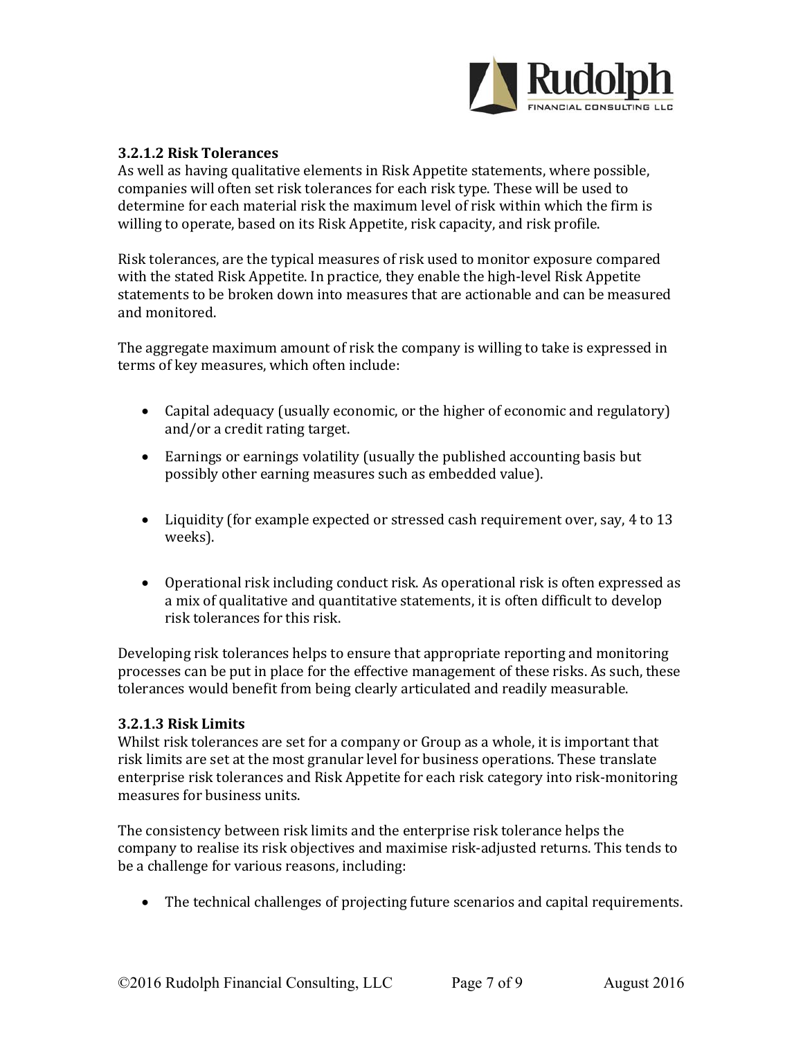### 3.2.1.2 Risk Tolerances

As well as having qualitative elements in Risk Appetite statements, where possible, companies will often set risk tolerances for each risk type. These will be used to determine for each material risk the maximum level of risk within which the firm is willing to operate, based on its Risk Appetite, risk capacity, and risk profile.

Risk tolerances, are the typical measures of risk used to monitor exposure compared with the stated Risk Appetite. In practice, they enable the high-level Risk Appetite statements to be broken down into measures that are actionable and can be measured and monitored.

The aggregate maximum amount of risk the company is willing to take is expressed in terms of key measures, which often include:

- Capital adequacy (usually economic, or the higher of economic and regulatory) and/or a credit rating target.
- Earnings or earnings volatility (usually the published accounting basis but possibly other earning measures such as embedded value).
- Liquidity (for example expected or stressed cash requirement over, say, 4 to 13 weeks).
- Operational risk including conduct risk. As operational risk is often expressed as a mix of qualitative and quantitative statements, it is often difficult to develop risk tolerances for this risk.

Developing risk tolerances helps to ensure that appropriate reporting and monitoring processes can be put in place for the effective management of these risks. As such, these tolerances would benefit from being clearly articulated and readily measurable.

### 3.2.1.3 Risk Limits

Whilst risk tolerances are set for a company or Group as a whole, it is important that risk limits are set at the most granular level for business operations. These translate enterprise risk tolerances and Risk Appetite for each risk category into risk-monitoring measures for business units.

The consistency between risk limits and the enterprise risk tolerance helps the company to realise its risk objectives and maximise risk-adjusted returns. This tends to be a challenge for various reasons, including:

- The technical challenges of projecting future scenarios and capital requirements.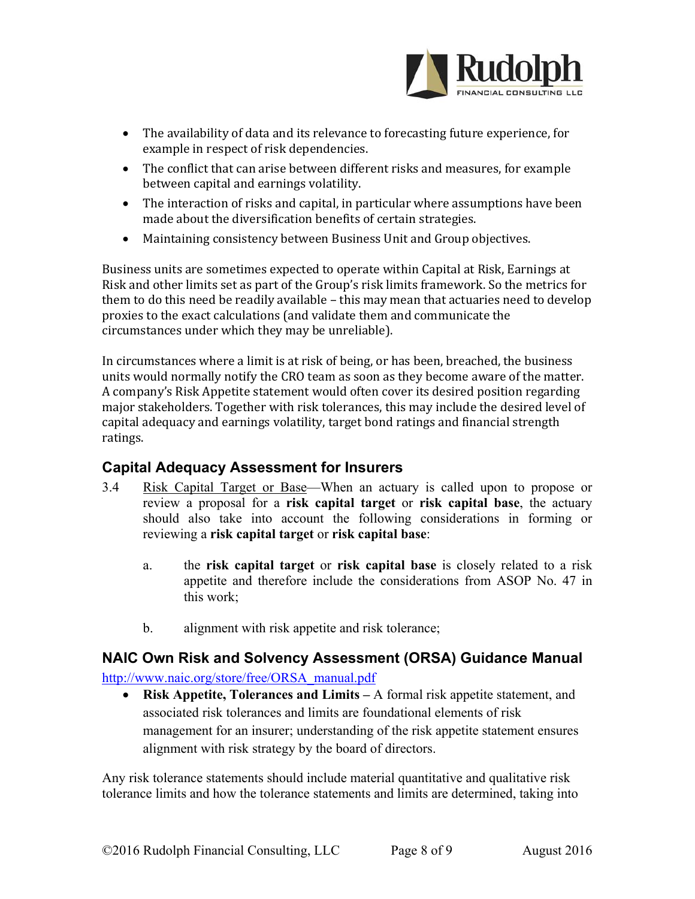- The availability of data and its relevance to forecasting future experience, for example in respect of risk dependencies.
- The conflict that can arise between different risks and measures, for example between capital and earnings volatility.
- The interaction of risks and capital, in particular where assumptions have been made about the diversification benefits of certain strategies.
- Maintaining consistency between Business Unit and Group objectives.

Business units are sometimes expected to operate within Capital at Risk, Earnings at Risk and other limits set as part of the Group's risk limits framework. So the metrics for them to do this need be readily available – this may mean that actuaries need to develop proxies to the exact calculations (and validate them and communicate the circumstances under which they may be unreliable).

In circumstances where a limit is at risk of being, or has been, breached, the business units would normally notify the CRO team as soon as they become aware of the matter. A company's Risk Appetite statement would often cover its desired position regarding major stakeholders. Together with risk tolerances, this may include the desired level of capital adequacy and earnings volatility, target bond ratings and financial strength ratings.

## Capital Adequacy Assessment for Insurers

3.4 Risk Capital Target or Base—When an actuary is called upon to propose or review a proposal for a **risk capital target** or **risk capital base**, the actuary should also take into account the following considerations in forming or reviewing a **risk capital target** or **risk capital base**:

a. the **risk capital target** or **risk capital base** is closely related to a risk appetite and therefore include the considerations from ASOP No. 47 in this work;

b. alignment with risk appetite and risk tolerance;

## NAIC Own Risk and Solvency Assessment (ORSA) Guidance Manual

http://www.naic.org/store/free/ORSA_manual.pdf

- **Risk Appetite, Tolerances and Limits –** A formal risk appetite statement, and associated risk tolerances and limits are foundational elements of risk management for an insurer; understanding of the risk appetite statement ensures alignment with risk strategy by the board of directors.

Any risk tolerance statements should include material quantitative and qualitative risk tolerance limits and how the tolerance statements and limits are determined, taking into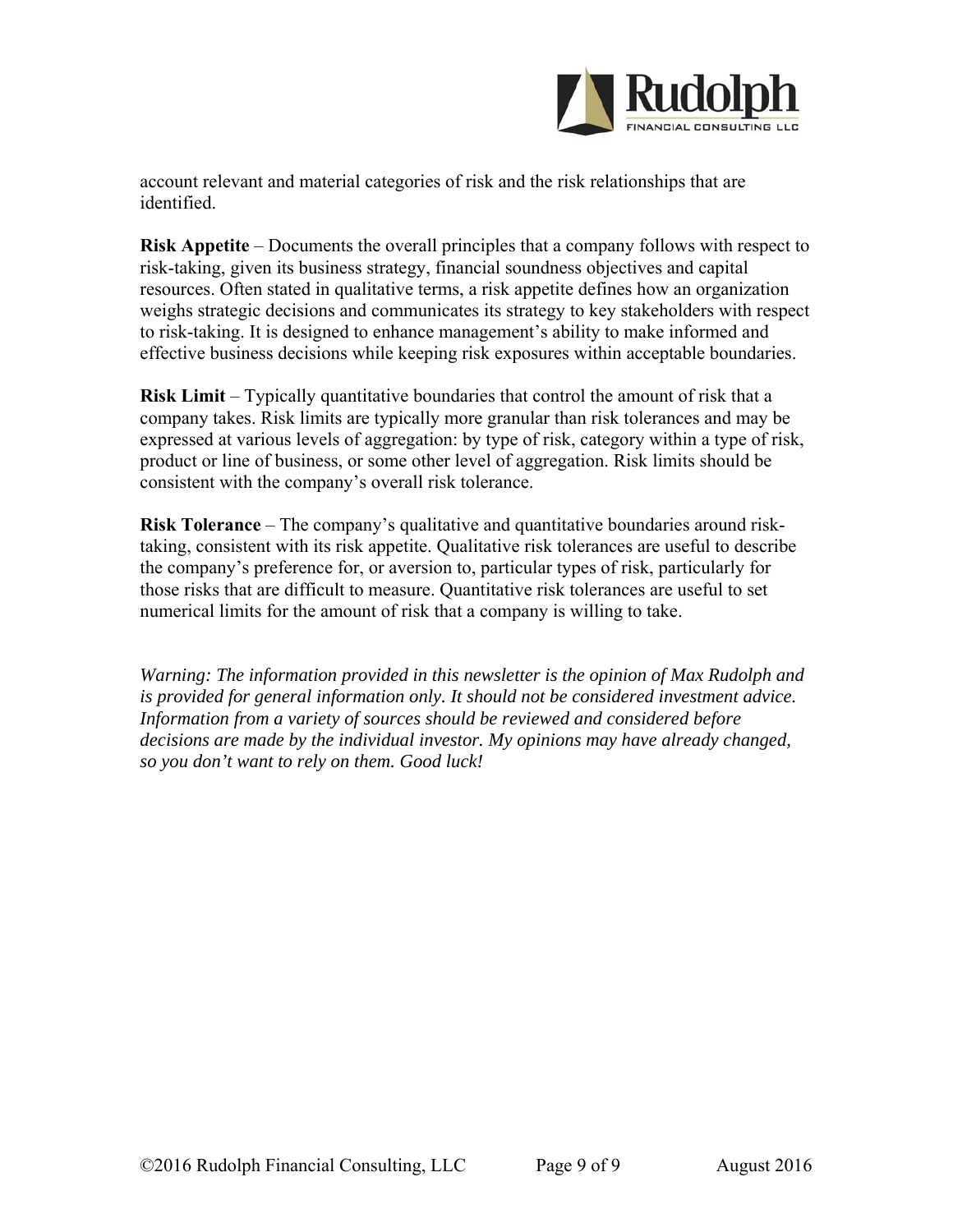account relevant and material categories of risk and the risk relationships that are identified.

**Risk Appetite** – Documents the overall principles that a company follows with respect to risk-taking, given its business strategy, financial soundness objectives and capital resources. Often stated in qualitative terms, a risk appetite defines how an organization weighs strategic decisions and communicates its strategy to key stakeholders with respect to risk-taking. It is designed to enhance management's ability to make informed and effective business decisions while keeping risk exposures within acceptable boundaries.

**Risk Limit** – Typically quantitative boundaries that control the amount of risk that a company takes. Risk limits are typically more granular than risk tolerances and may be expressed at various levels of aggregation: by type of risk, category within a type of risk, product or line of business, or some other level of aggregation. Risk limits should be consistent with the company's overall risk tolerance.

**Risk Tolerance** – The company's qualitative and quantitative boundaries around risk-taking, consistent with its risk appetite. Qualitative risk tolerances are useful to describe the company's preference for, or aversion to, particular types of risk, particularly for those risks that are difficult to measure. Quantitative risk tolerances are useful to set numerical limits for the amount of risk that a company is willing to take.

*Warning: The information provided in this newsletter is the opinion of Max Rudolph and is provided for general information only. It should not be considered investment advice. Information from a variety of sources should be reviewed and considered before decisions are made by the individual investor. My opinions may have already changed, so you don't want to rely on them. Good luck!*